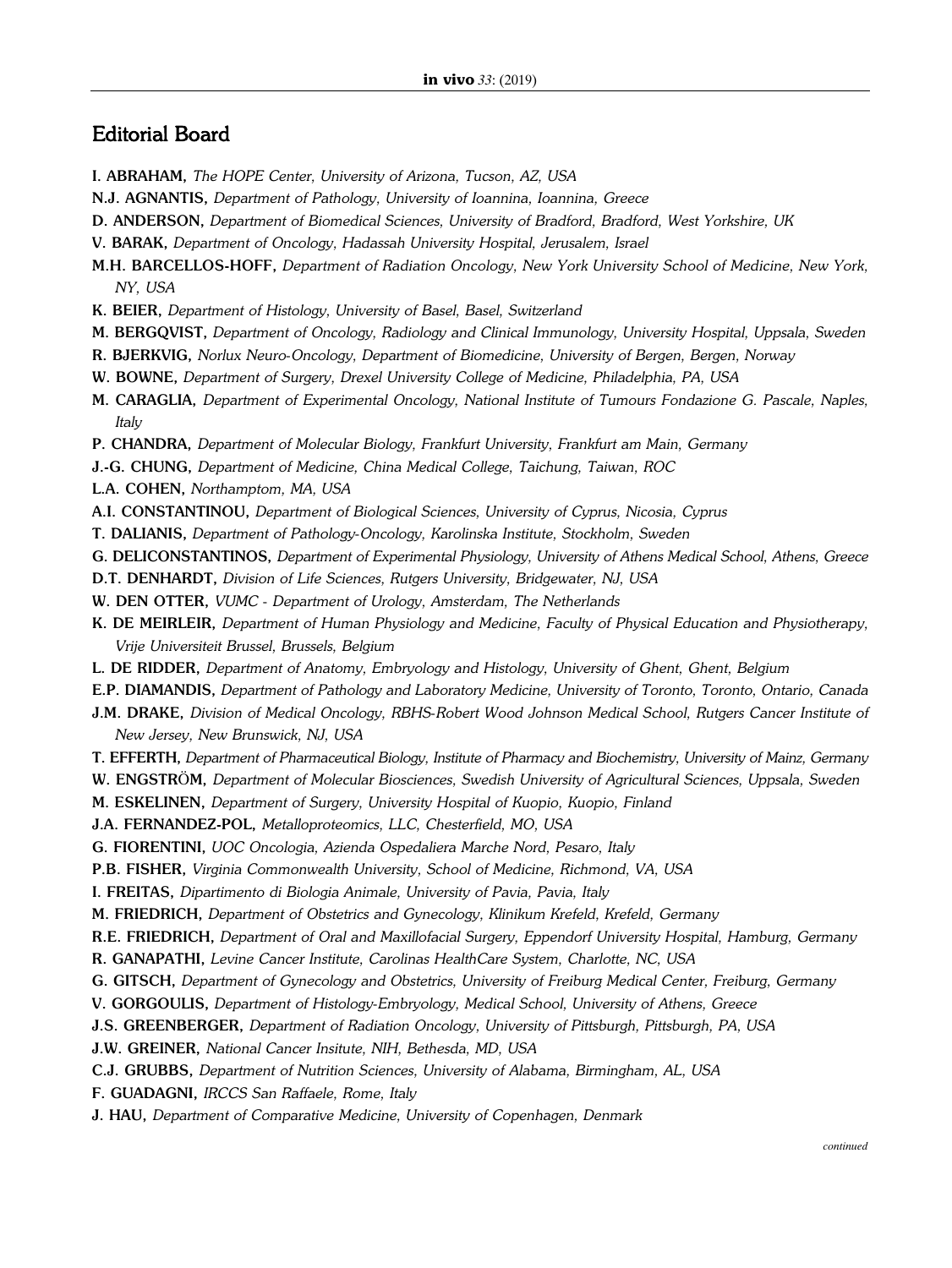## Editorial Board

**I. ABRAHAM,** *The HOPE Center, University of Arizona, Tucson, AZ, USA*

**N.J. AGNANTIS,** *Department of Pathology, University of Ioannina, Ioannina, Greece*

**D. ANDERSON,** *Department of Biomedical Sciences, University of Bradford, Bradford, West Yorkshire, UK*

**V. BARAK,** *Department of Oncology, Hadassah University Hospital, Jerusalem, Israel*

**M.H. BARCELLOS-HOFF,** *Department of Radiation Oncology, New York University School of Medicine, New York, NY, USA*

**K. BEIER,** *Department of Histology, University of Basel, Basel, Switzerland*

**M. BERGQVIST,** *Department of Oncology, Radiology and Clinical Immunology, University Hospital, Uppsala, Sweden*

**R. BJERKVIG,** *Norlux Neuro-Oncology, Department of Biomedicine, University of Bergen, Bergen, Norway*

**W. BOWNE,** *Department of Surgery, Drexel University College of Medicine, Philadelphia, PA, USA*

**M. CARAGLIA,** *Department of Experimental Oncology, National Institute of Tumours Fondazione G. Pascale, Naples, Italy*

**P. CHANDRA,** *Department of Molecular Biology, Frankfurt University, Frankfurt am Main, Germany*

**J.-G. CHUNG,** *Department of Medicine, China Medical College, Taichung, Taiwan, ROC*

**L.A. COHEN,** *Northamptom, MA, USA*

**A.I. CONSTANTINOU,** *Department of Biological Sciences, University of Cyprus, Nicosia, Cyprus*

**T. DALIANIS,** *Department of Pathology-Oncology, Karolinska Institute, Stockholm, Sweden*

**G. DELICONSTANTINOS,** *Department of Experimental Physiology, University of Athens Medical School, Athens, Greece*

**D.T. DENHARDT,** *Division of Life Sciences, Rutgers University, Bridgewater, NJ, USA*

**W. DEN OTTER,** *VUMC - Department of Urology, Amsterdam, The Netherlands*

**K. DE MEIRLEIR,** *Department of Human Physiology and Medicine, Faculty of Physical Education and Physiotherapy, Vrije Universiteit Brussel, Brussels, Belgium*

**L. DE RIDDER,** *Department of Anatomy, Embryology and Histology, University of Ghent, Ghent, Belgium*

**E.P. DIAMANDIS,** *Department of Pathology and Laboratory Medicine, University of Toronto, Toronto, Ontario, Canada*

**J.M. DRAKE,** *Division of Medical Oncology, RBHS-Robert Wood Johnson Medical School, Rutgers Cancer Institute of New Jersey, New Brunswick, NJ, USA*

**T. EFFERTH,** *Department of Pharmaceutical Biology, Institute of Pharmacy and Biochemistry, University of Mainz, Germany*

**W. ENGSTRÖM,** *Department of Molecular Biosciences, Swedish University of Agricultural Sciences, Uppsala, Sweden*

**M. ESKELINEN,** *Department of Surgery, University Hospital of Kuopio, Kuopio, Finland*

**J.A. FERNANDEZ-POL,** *Metalloproteomics, LLC, Chesterfield, MO, USA*

**G. FIORENTINI,** *UOC Oncologia, Azienda Ospedaliera Marche Nord, Pesaro, Italy*

**P.B. FISHER,** *Virginia Commonwealth University, School of Medicine, Richmond, VA, USA*

**I. FREITAS,** *Dipartimento di Biologia Animale, University of Pavia, Pavia, Italy*

**M. FRIEDRICH,** *Department of Obstetrics and Gynecology, Klinikum Krefeld, Krefeld, Germany*

**R.E. FRIEDRICH,** *Department of Oral and Maxillofacial Surgery, Eppendorf University Hospital, Hamburg, Germany*

**R. GANAPATHI,** *Levine Cancer Institute, Carolinas HealthCare System, Charlotte, NC, USA*

**G. GITSCH,** *Department of Gynecology and Obstetrics, University of Freiburg Medical Center, Freiburg, Germany*

**V. GORGOULIS,** *Department of Histology-Embryology, Medical School, University of Athens, Greece*

**J.S. GREENBERGER,** *Department of Radiation Oncology, University of Pittsburgh, Pittsburgh, PA, USA*

**J.W. GREINER,** *National Cancer Insitute, NIH, Bethesda, MD, USA*

**C.J. GRUBBS,** *Department of Nutrition Sciences, University of Alabama, Birmingham, AL, USA*

**F. GUADAGNI,** *IRCCS San Raffaele, Rome, Italy*

**J. HAU,** *Department of Comparative Medicine, University of Copenhagen, Denmark*

*continued*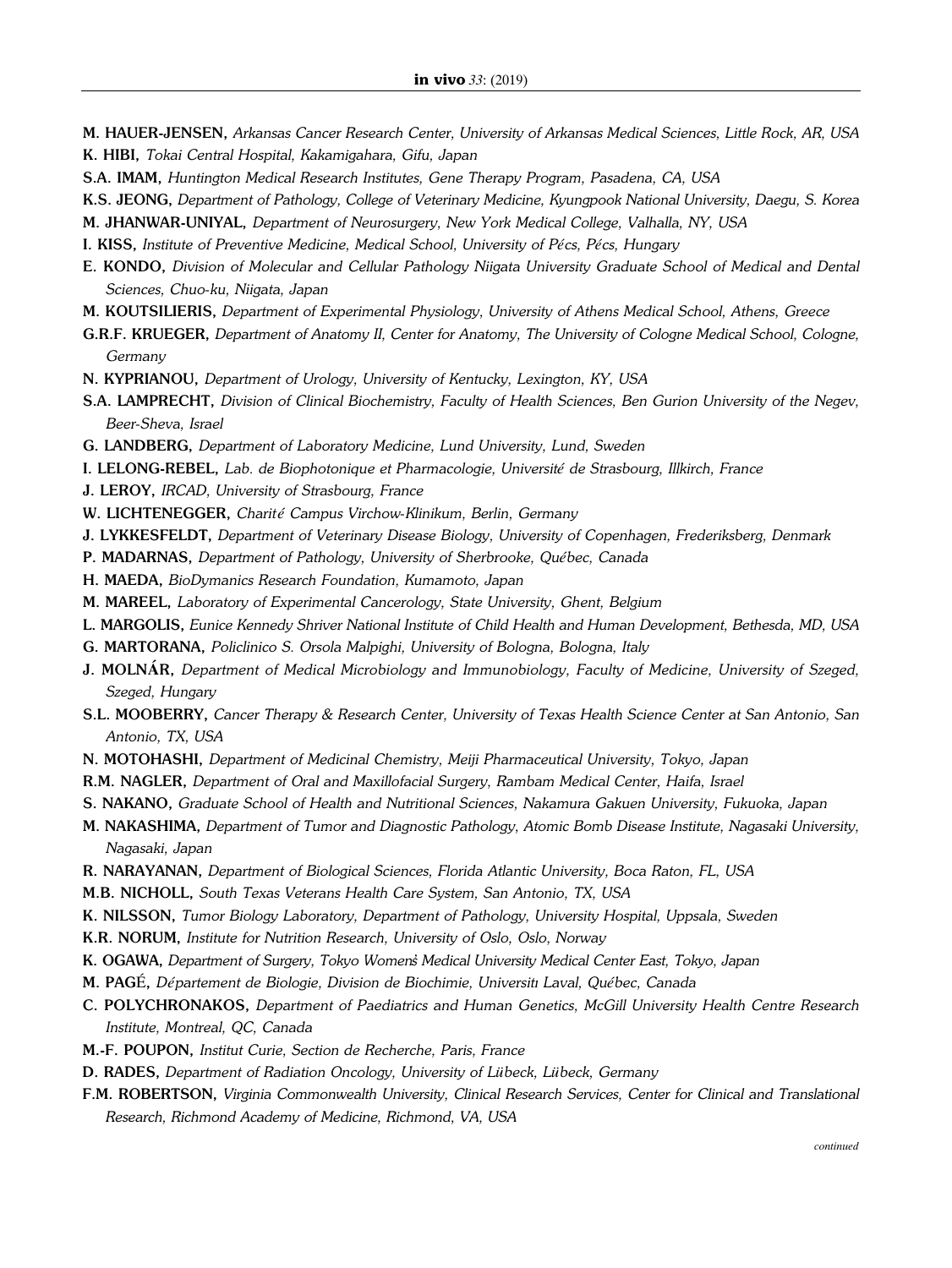**M. HAUER-JENSEN,** *Arkansas Cancer Research Center, University of Arkansas Medical Sciences, Little Rock, AR, USA*

**K. HIBI,** *Tokai Central Hospital, Kakamigahara, Gifu, Japan*

**S.A. IMAM,** *Huntington Medical Research Institutes, Gene Therapy Program, Pasadena, CA, USA*

**K.S. JEONG,** *Department of Pathology, College of Veterinary Medicine, Kyungpook National University, Daegu, S. Korea*

**M. JHANWAR-UNIYAL,** *Department of Neurosurgery, New York Medical College, Valhalla, NY, USA*

**I. KISS,** *Institute of Preventive Medicine, Medical School, University of Pécs, Pécs, Hungary*

**E. KONDO,** *Division of Molecular and Cellular Pathology Niigata University Graduate School of Medical and Dental Sciences, Chuo-ku, Niigata, Japan*

**M. KOUTSILIERIS,** *Department of Experimental Physiology, University of Athens Medical School, Athens, Greece*

**G.R.F. KRUEGER,** *Department of Anatomy II, Center for Anatomy, The University of Cologne Medical School, Cologne, Germany*

**N. KYPRIANOU,** *Department of Urology, University of Kentucky, Lexington, KY, USA*

**S.A. LAMPRECHT,** *Division of Clinical Biochemistry, Faculty of Health Sciences, Ben Gurion University of the Negev, Beer-Sheva, Israel*

**G. LANDBERG,** *Department of Laboratory Medicine, Lund University, Lund, Sweden*

**I. LELONG-REBEL,** *Lab. de Biophotonique et Pharmacologie, Université de Strasbourg, Illkirch, France*

**J. LEROY,** *IRCAD, University of Strasbourg, France*

**W. LICHTENEGGER,** *Charité Campus Virchow-Klinikum, Berlin, Germany*

**J. LYKKESFELDT,** *Department of Veterinary Disease Biology, University of Copenhagen, Frederiksberg, Denmark*

**P. MADARNAS,** *Department of Pathology, University of Sherbrooke, Québec, Canada*

**H. MAEDA,** *BioDymanics Research Foundation, Kumamoto, Japan*

**M. MAREEL,** *Laboratory of Experimental Cancerology, State University, Ghent, Belgium*

**L. MARGOLIS,** *Eunice Kennedy Shriver National Institute of Child Health and Human Development, Bethesda, MD, USA*

**G. MARTORANA,** *Policlinico S. Orsola Malpighi, University of Bologna, Bologna, Italy*

**J. MOLNÁR,** *Department of Medical Microbiology and Immunobiology, Faculty of Medicine, University of Szeged, Szeged, Hungary*

**S.L. MOOBERRY,** *Cancer Therapy & Research Center, University of Texas Health Science Center at San Antonio, San Antonio, TX, USA*

**N. MOTOHASHI,** *Department of Medicinal Chemistry, Meiji Pharmaceutical University, Tokyo, Japan*

**R.M. NAGLER,** *Department of Oral and Maxillofacial Surgery, Rambam Medical Center, Haifa, Israel*

**S. NAKANO,** *Graduate School of Health and Nutritional Sciences, Nakamura Gakuen University, Fukuoka, Japan*

**M. NAKASHIMA,** *Department of Tumor and Diagnostic Pathology, Atomic Bomb Disease Institute, Nagasaki University, Nagasaki, Japan*

**R. NARAYANAN,** *Department of Biological Sciences, Florida Atlantic University, Boca Raton, FL, USA*

**M.B. NICHOLL,** *South Texas Veterans Health Care System, San Antonio, TX, USA*

**K. NILSSON,** *Tumor Biology Laboratory, Department of Pathology, University Hospital, Uppsala, Sweden*

**K.R. NORUM,** *Institute for Nutrition Research, University of Oslo, Oslo, Norway*

**K. OGAWA,** *Department of Surgery, Tokyo Womenś Medical University Medical Center East, Tokyo, Japan*

**M. PAGÉ,** *Département de Biologie, Division de Biochimie, Universitı Laval, Québec, Canada*

**C. POLYCHRONAKOS,** *Department of Paediatrics and Human Genetics, McGill University Health Centre Research Institute, Montreal, QC, Canada*

**M.-F. POUPON,** *Institut Curie, Section de Recherche, Paris, France*

**D. RADES,** *Department of Radiation Oncology, University of Lübeck, Lübeck, Germany*

**F.M. ROBERTSON,** *Virginia Commonwealth University, Clinical Research Services, Center for Clinical and Translational Research, Richmond Academy of Medicine, Richmond, VA, USA*

*continued*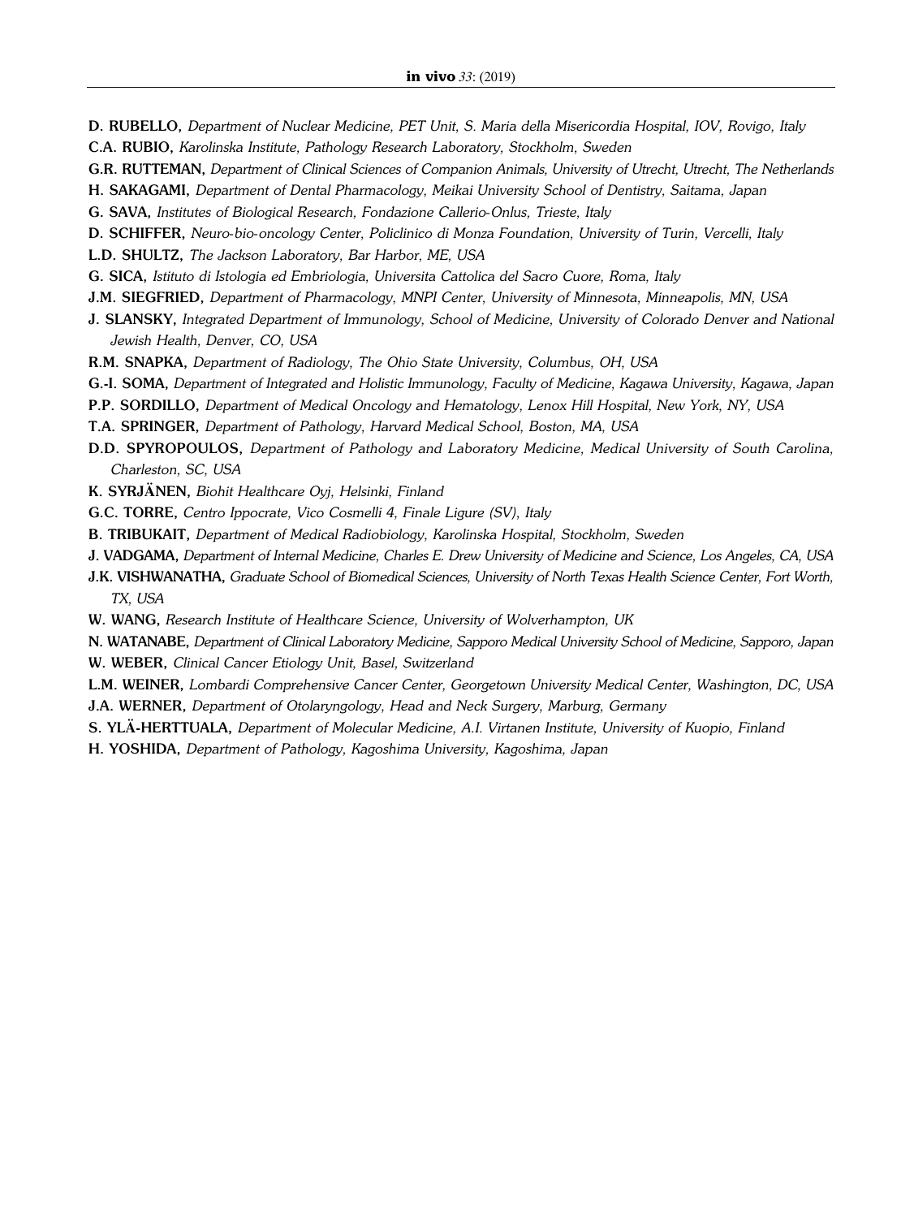**D. RUBELLO,** *Department of Nuclear Medicine, PET Unit, S. Maria della Misericordia Hospital, IOV, Rovigo, Italy*

**C.A. RUBIO,** *Karolinska Institute, Pathology Research Laboratory, Stockholm, Sweden*

**G.R. RUTTEMAN,** *Department of Clinical Sciences of Companion Animals, University of Utrecht, Utrecht, The Netherlands*

**H. SAKAGAMI,** *Department of Dental Pharmacology, Meikai University School of Dentistry, Saitama, Japan*

**G. SAVA,** *Institutes of Biological Research, Fondazione Callerio-Onlus, Trieste, Italy*

**D. SCHIFFER,** *Neuro-bio-oncology Center, Policlinico di Monza Foundation, University of Turin, Vercelli, Italy*

**L.D. SHULTZ,** *The Jackson Laboratory, Bar Harbor, ME, USA*

**G. SICA,** *Istituto di Istologia ed Embriologia, Universita Cattolica del Sacro Cuore, Roma, Italy*

**J.M. SIEGFRIED,** *Department of Pharmacology, MNPI Center, University of Minnesota, Minneapolis, MN, USA*

**J. SLANSKY,** *Integrated Department of Immunology, School of Medicine, University of Colorado Denver and National Jewish Health, Denver, CO, USA*

**R.M. SNAPKA,** *Department of Radiology, The Ohio State University, Columbus, OH, USA*

**G.-I. SOMA,** *Department of Integrated and Holistic Immunology, Faculty of Medicine, Kagawa University, Kagawa, Japan*

**P.P. SORDILLO,** *Department of Medical Oncology and Hematology, Lenox Hill Hospital, New York, NY, USA*

**T.A. SPRINGER,** *Department of Pathology, Harvard Medical School, Boston, MA, USA*

**D.D. SPYROPOULOS,** *Department of Pathology and Laboratory Medicine, Medical University of South Carolina, Charleston, SC, USA*

**K. SYRJÄNEN,** *Biohit Healthcare Oyj, Helsinki, Finland*

**G.C. TORRE,** *Centro Ippocrate, Vico Cosmelli 4, Finale Ligure (SV), Italy*

**B. TRIBUKAIT,** *Department of Medical Radiobiology, Karolinska Hospital, Stockholm, Sweden*

**J. VADGAMA,** *Department of Internal Medicine, Charles E. Drew University of Medicine and Science, Los Angeles, CA, USA*

**J.K. VISHWANATHA,** *Graduate School of Biomedical Sciences, University of North Texas Health Science Center, Fort Worth, TX, USA*

**W. WANG,** *Research Institute of Healthcare Science, University of Wolverhampton, UK*

**N. WATANABE,** *Department of Clinical Laboratory Medicine, Sapporo Medical University School of Medicine, Sapporo, Japan*

**W. WEBER,** *Clinical Cancer Etiology Unit, Basel, Switzerland*

**L.M. WEINER,** *Lombardi Comprehensive Cancer Center, Georgetown University Medical Center, Washington, DC, USA*

**J.A. WERNER,** *Department of Otolaryngology, Head and Neck Surgery, Marburg, Germany*

**S. YLÄ-HERTTUALA,** *Department of Molecular Medicine, A.I. Virtanen Institute, University of Kuopio, Finland*

**H. YOSHIDA,** *Department of Pathology, Kagoshima University, Kagoshima, Japan*